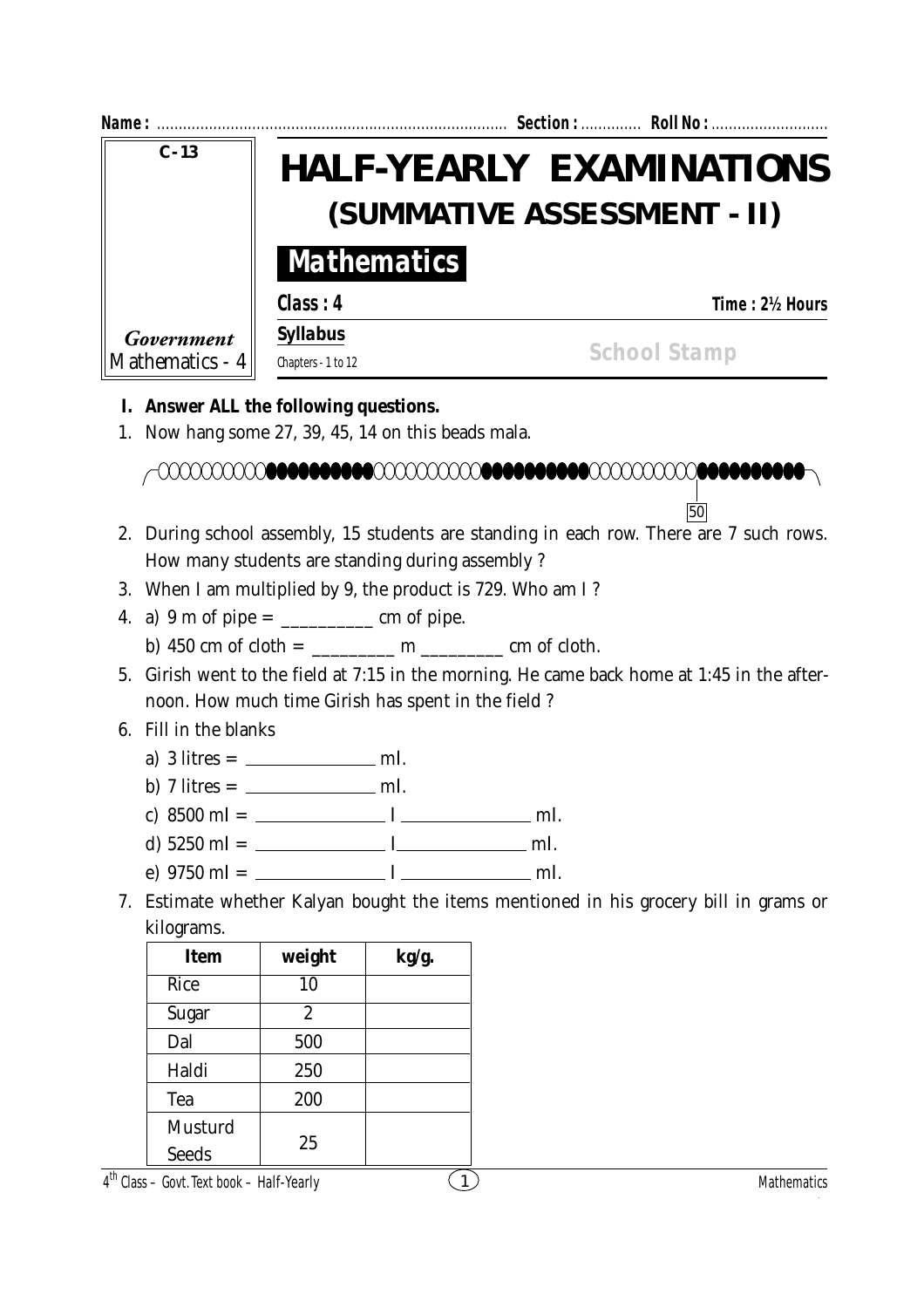Name : ................................................................................ Section : ............. Roll No : ...........................

C-13

Government Mathematics - 4

# HALF-YEARLY EXAMINATIONS
## (SUMMATIVE ASSESSMENT - II)

**Mathematics**

**Class : 4** **Time : 2½ Hours**

**Syllabus**

Chapters - 1 to 12

School Stamp

**I. Answer ALL the following questions.**

1. Now hang some 27, 39, 45, 14 on this beads mala.

   50

2. During school assembly, 15 students are standing in each row. There are 7 such rows. How many students are standing during assembly ?
3. When I am multiplied by 9, the product is 729. Who am I ?
4. a) 9 m of pipe = __________ cm of pipe.

   b) 450 cm of cloth = _________ m _________ cm of cloth.
5. Girish went to the field at 7:15 in the morning. He came back home at 1:45 in the afternoon. How much time Girish has spent in the field ?
6. Fill in the blanks
   a) 3 litres = ______________ ml.
   b) 7 litres = ______________ ml.
   c) 8500 ml = ______________ l ______________ ml.
   d) 5250 ml = ______________ l ______________ ml.
   e) 9750 ml = ______________ l ______________ ml.
7. Estimate whether Kalyan bought the items mentioned in his grocery bill in grams or kilograms.

| Item | weight | kg/g. |
|---|---|---|
| Rice | 10 | |
| Sugar | 2 | |
| Dal | 500 | |
| Haldi | 250 | |
| Tea | 200 | |
| Musturd Seeds | 25 | |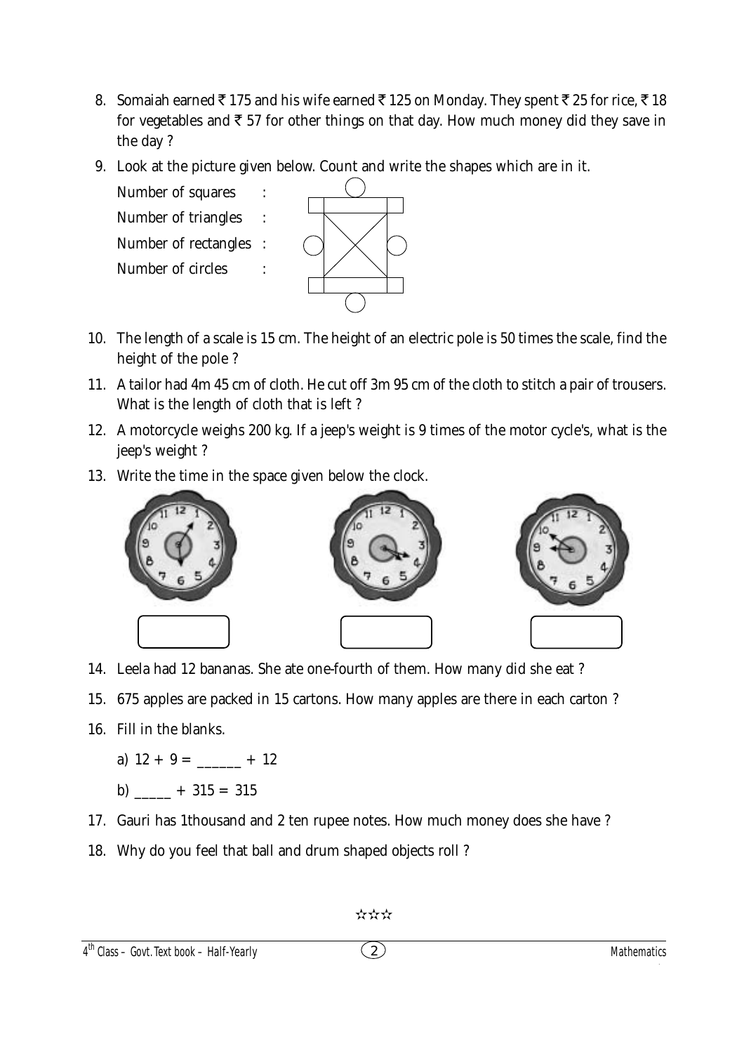8. Somaiah earned ₹ 175 and his wife earned ₹ 125 on Monday. They spent ₹ 25 for rice, ₹ 18 for vegetables and ₹ 57 for other things on that day. How much money did they save in the day ?

9. Look at the picture given below. Count and write the shapes which are in it.

   Number of squares :

   Number of triangles :

   Number of rectangles :

   Number of circles :

10. The length of a scale is 15 cm. The height of an electric pole is 50 times the scale, find the height of the pole ?

11. A tailor had 4m 45 cm of cloth. He cut off 3m 95 cm of the cloth to stitch a pair of trousers. What is the length of cloth that is left ?

12. A motorcycle weighs 200 kg. If a jeep's weight is 9 times of the motor cycle's, what is the jeep's weight ?

13. Write the time in the space given below the clock.

14. Leela had 12 bananas. She ate one-fourth of them. How many did she eat ?

15. 675 apples are packed in 15 cartons. How many apples are there in each carton ?

16. Fill in the blanks.

    a) 12 + 9 = ______ + 12

    b) _____ + 315 = 315

17. Gauri has 1thousand and 2 ten rupee notes. How much money does she have ?

18. Why do you feel that ball and drum shaped objects roll ?

☆☆☆